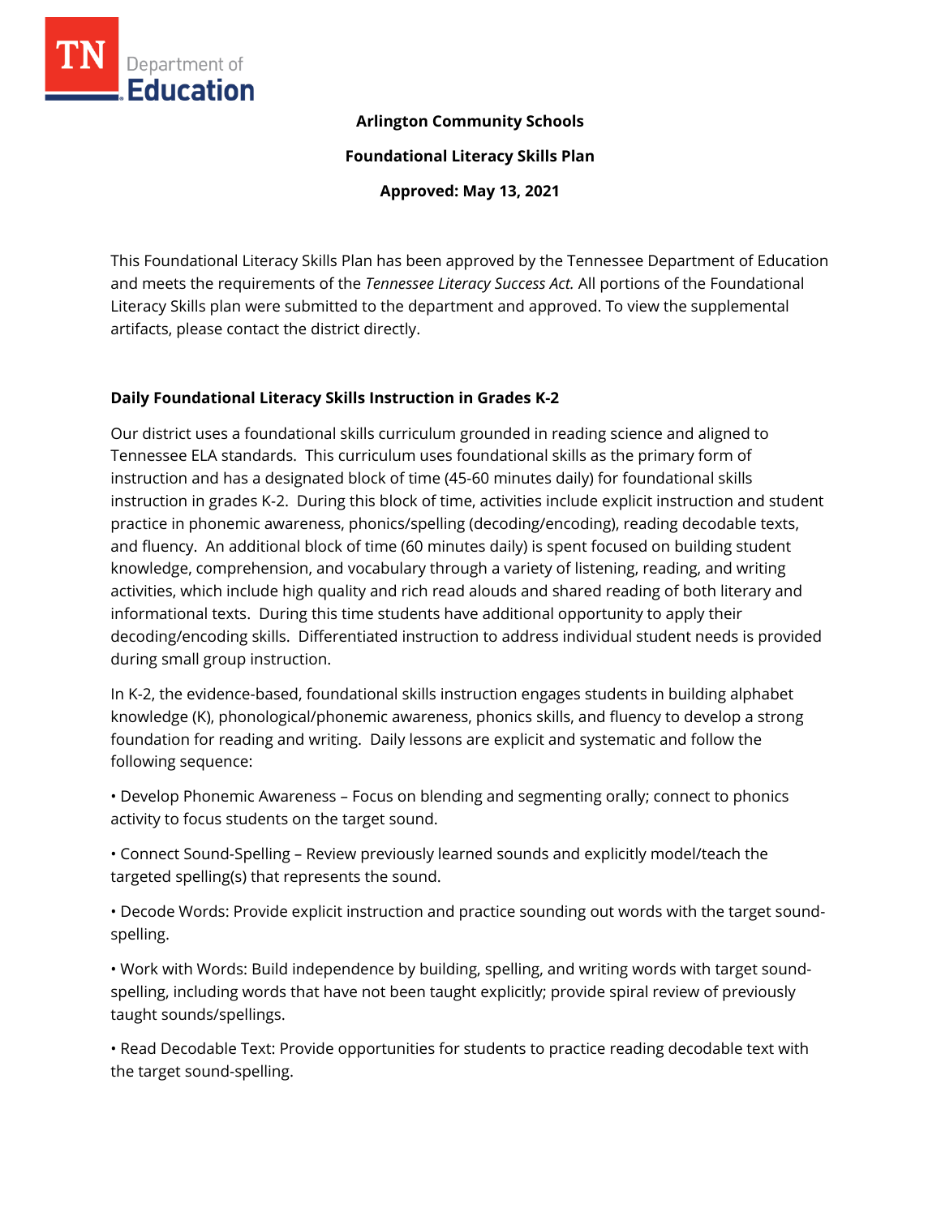**Arlington Community Schools**

**Foundational Literacy Skills Plan**

**Approved: May 13, 2021**

This Foundational Literacy Skills Plan has been approved by the Tennessee Department of Education and meets the requirements of the *Tennessee Literacy Success Act.* All portions of the Foundational Literacy Skills plan were submitted to the department and approved. To view the supplemental artifacts, please contact the district directly.

## Daily Foundational Literacy Skills Instruction in Grades K-2

Our district uses a foundational skills curriculum grounded in reading science and aligned to Tennessee ELA standards. This curriculum uses foundational skills as the primary form of instruction and has a designated block of time (45-60 minutes daily) for foundational skills instruction in grades K-2. During this block of time, activities include explicit instruction and student practice in phonemic awareness, phonics/spelling (decoding/encoding), reading decodable texts, and fluency. An additional block of time (60 minutes daily) is spent focused on building student knowledge, comprehension, and vocabulary through a variety of listening, reading, and writing activities, which include high quality and rich read alouds and shared reading of both literary and informational texts. During this time students have additional opportunity to apply their decoding/encoding skills. Differentiated instruction to address individual student needs is provided during small group instruction.

In K-2, the evidence-based, foundational skills instruction engages students in building alphabet knowledge (K), phonological/phonemic awareness, phonics skills, and fluency to develop a strong foundation for reading and writing. Daily lessons are explicit and systematic and follow the following sequence:

• Develop Phonemic Awareness – Focus on blending and segmenting orally; connect to phonics activity to focus students on the target sound.

• Connect Sound-Spelling – Review previously learned sounds and explicitly model/teach the targeted spelling(s) that represents the sound.

• Decode Words: Provide explicit instruction and practice sounding out words with the target sound-spelling.

• Work with Words: Build independence by building, spelling, and writing words with target sound-spelling, including words that have not been taught explicitly; provide spiral review of previously taught sounds/spellings.

• Read Decodable Text: Provide opportunities for students to practice reading decodable text with the target sound-spelling.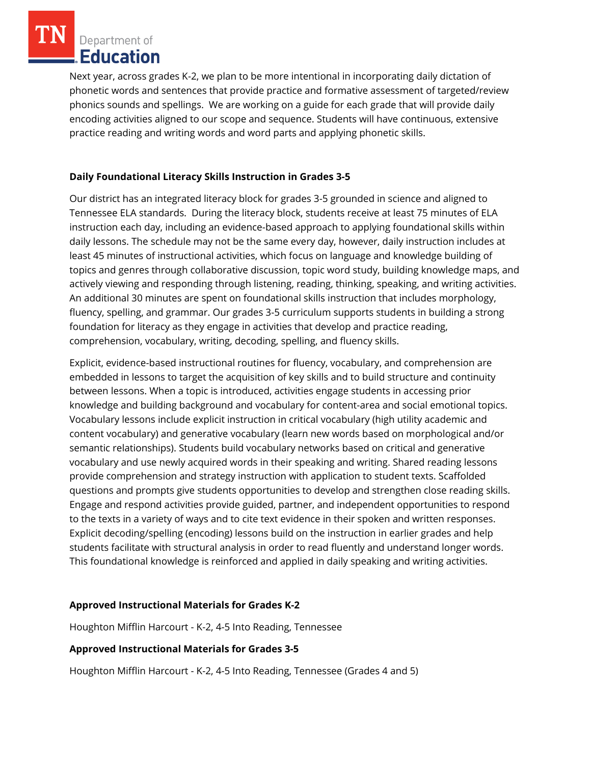Next year, across grades K-2, we plan to be more intentional in incorporating daily dictation of phonetic words and sentences that provide practice and formative assessment of targeted/review phonics sounds and spellings. We are working on a guide for each grade that will provide daily encoding activities aligned to our scope and sequence. Students will have continuous, extensive practice reading and writing words and word parts and applying phonetic skills.

**Daily Foundational Literacy Skills Instruction in Grades 3-5**

Our district has an integrated literacy block for grades 3-5 grounded in science and aligned to Tennessee ELA standards. During the literacy block, students receive at least 75 minutes of ELA instruction each day, including an evidence-based approach to applying foundational skills within daily lessons. The schedule may not be the same every day, however, daily instruction includes at least 45 minutes of instructional activities, which focus on language and knowledge building of topics and genres through collaborative discussion, topic word study, building knowledge maps, and actively viewing and responding through listening, reading, thinking, speaking, and writing activities. An additional 30 minutes are spent on foundational skills instruction that includes morphology, fluency, spelling, and grammar. Our grades 3-5 curriculum supports students in building a strong foundation for literacy as they engage in activities that develop and practice reading, comprehension, vocabulary, writing, decoding, spelling, and fluency skills.

Explicit, evidence-based instructional routines for fluency, vocabulary, and comprehension are embedded in lessons to target the acquisition of key skills and to build structure and continuity between lessons. When a topic is introduced, activities engage students in accessing prior knowledge and building background and vocabulary for content-area and social emotional topics. Vocabulary lessons include explicit instruction in critical vocabulary (high utility academic and content vocabulary) and generative vocabulary (learn new words based on morphological and/or semantic relationships). Students build vocabulary networks based on critical and generative vocabulary and use newly acquired words in their speaking and writing. Shared reading lessons provide comprehension and strategy instruction with application to student texts. Scaffolded questions and prompts give students opportunities to develop and strengthen close reading skills. Engage and respond activities provide guided, partner, and independent opportunities to respond to the texts in a variety of ways and to cite text evidence in their spoken and written responses. Explicit decoding/spelling (encoding) lessons build on the instruction in earlier grades and help students facilitate with structural analysis in order to read fluently and understand longer words. This foundational knowledge is reinforced and applied in daily speaking and writing activities.

**Approved Instructional Materials for Grades K-2**

Houghton Mifflin Harcourt - K-2, 4-5 Into Reading, Tennessee

**Approved Instructional Materials for Grades 3-5**

Houghton Mifflin Harcourt - K-2, 4-5 Into Reading, Tennessee (Grades 4 and 5)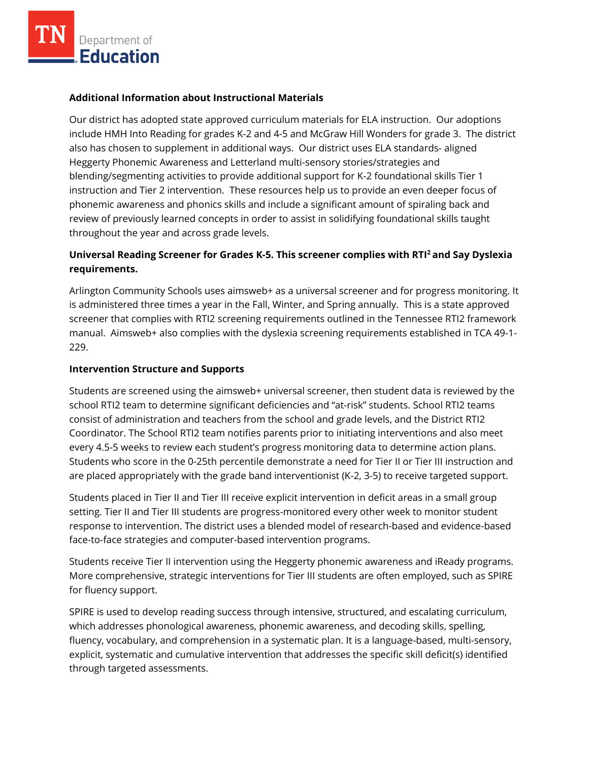**Additional Information about Instructional Materials**

Our district has adopted state approved curriculum materials for ELA instruction. Our adoptions include HMH Into Reading for grades K-2 and 4-5 and McGraw Hill Wonders for grade 3. The district also has chosen to supplement in additional ways. Our district uses ELA standards- aligned Heggerty Phonemic Awareness and Letterland multi-sensory stories/strategies and blending/segmenting activities to provide additional support for K-2 foundational skills Tier 1 instruction and Tier 2 intervention. These resources help us to provide an even deeper focus of phonemic awareness and phonics skills and include a significant amount of spiraling back and review of previously learned concepts in order to assist in solidifying foundational skills taught throughout the year and across grade levels.

**Universal Reading Screener for Grades K-5. This screener complies with RTI$^2$ and Say Dyslexia requirements.**

Arlington Community Schools uses aimsweb+ as a universal screener and for progress monitoring. It is administered three times a year in the Fall, Winter, and Spring annually. This is a state approved screener that complies with RTI2 screening requirements outlined in the Tennessee RTI2 framework manual. Aimsweb+ also complies with the dyslexia screening requirements established in TCA 49-1-229.

**Intervention Structure and Supports**

Students are screened using the aimsweb+ universal screener, then student data is reviewed by the school RTI2 team to determine significant deficiencies and "at-risk" students. School RTI2 teams consist of administration and teachers from the school and grade levels, and the District RTI2 Coordinator. The School RTI2 team notifies parents prior to initiating interventions and also meet every 4.5-5 weeks to review each student's progress monitoring data to determine action plans. Students who score in the 0-25th percentile demonstrate a need for Tier II or Tier III instruction and are placed appropriately with the grade band interventionist (K-2, 3-5) to receive targeted support.

Students placed in Tier II and Tier III receive explicit intervention in deficit areas in a small group setting. Tier II and Tier III students are progress-monitored every other week to monitor student response to intervention. The district uses a blended model of research-based and evidence-based face-to-face strategies and computer-based intervention programs.

Students receive Tier II intervention using the Heggerty phonemic awareness and iReady programs. More comprehensive, strategic interventions for Tier III students are often employed, such as SPIRE for fluency support.

SPIRE is used to develop reading success through intensive, structured, and escalating curriculum, which addresses phonological awareness, phonemic awareness, and decoding skills, spelling, fluency, vocabulary, and comprehension in a systematic plan. It is a language-based, multi-sensory, explicit, systematic and cumulative intervention that addresses the specific skill deficit(s) identified through targeted assessments.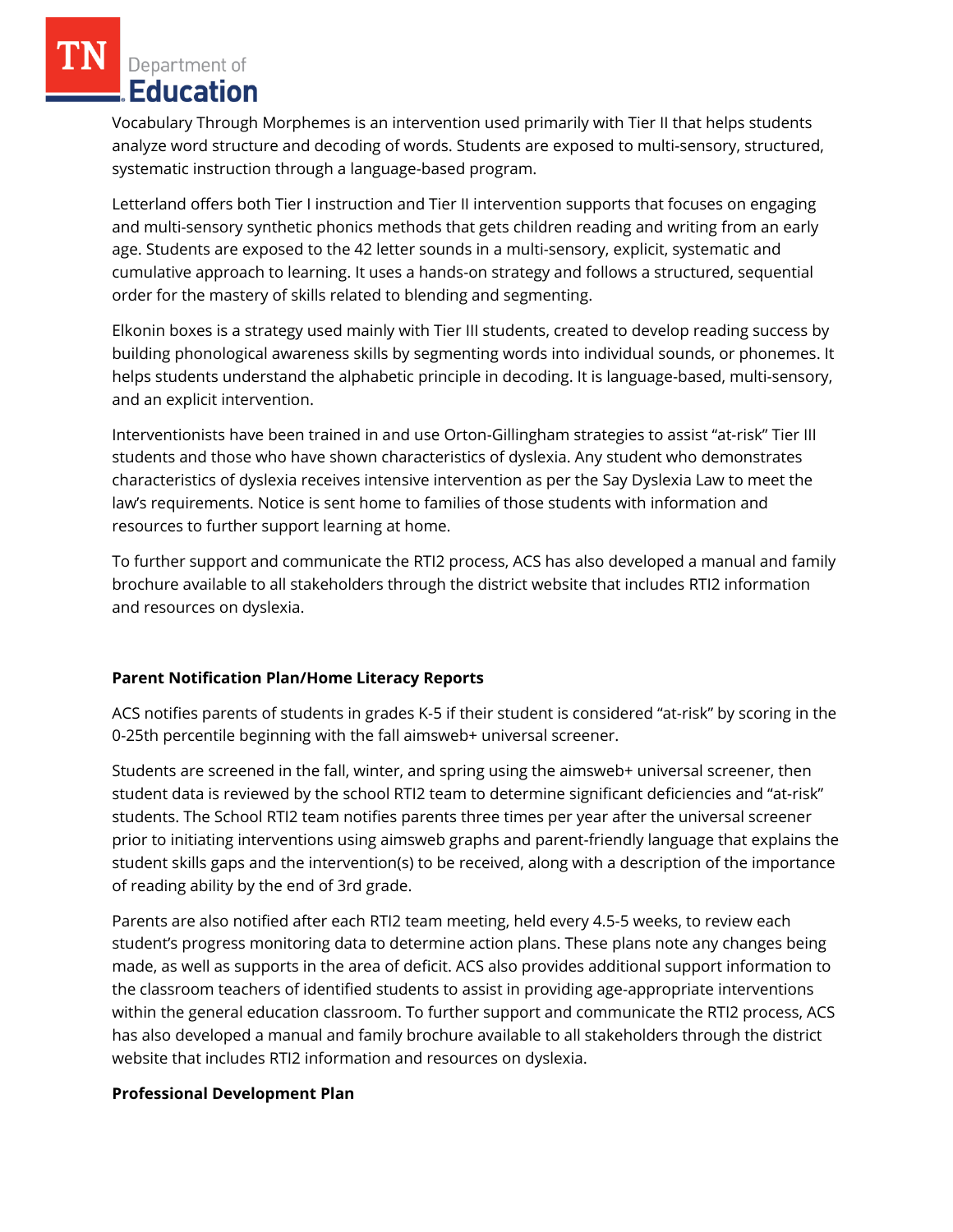Vocabulary Through Morphemes is an intervention used primarily with Tier II that helps students analyze word structure and decoding of words. Students are exposed to multi-sensory, structured, systematic instruction through a language-based program.

Letterland offers both Tier I instruction and Tier II intervention supports that focuses on engaging and multi-sensory synthetic phonics methods that gets children reading and writing from an early age. Students are exposed to the 42 letter sounds in a multi-sensory, explicit, systematic and cumulative approach to learning. It uses a hands-on strategy and follows a structured, sequential order for the mastery of skills related to blending and segmenting.

Elkonin boxes is a strategy used mainly with Tier III students, created to develop reading success by building phonological awareness skills by segmenting words into individual sounds, or phonemes. It helps students understand the alphabetic principle in decoding. It is language-based, multi-sensory, and an explicit intervention.

Interventionists have been trained in and use Orton-Gillingham strategies to assist "at-risk" Tier III students and those who have shown characteristics of dyslexia. Any student who demonstrates characteristics of dyslexia receives intensive intervention as per the Say Dyslexia Law to meet the law's requirements. Notice is sent home to families of those students with information and resources to further support learning at home.

To further support and communicate the RTI2 process, ACS has also developed a manual and family brochure available to all stakeholders through the district website that includes RTI2 information and resources on dyslexia.

**Parent Notification Plan/Home Literacy Reports**

ACS notifies parents of students in grades K-5 if their student is considered "at-risk" by scoring in the 0-25th percentile beginning with the fall aimsweb+ universal screener.

Students are screened in the fall, winter, and spring using the aimsweb+ universal screener, then student data is reviewed by the school RTI2 team to determine significant deficiencies and "at-risk" students. The School RTI2 team notifies parents three times per year after the universal screener prior to initiating interventions using aimsweb graphs and parent-friendly language that explains the student skills gaps and the intervention(s) to be received, along with a description of the importance of reading ability by the end of 3rd grade.

Parents are also notified after each RTI2 team meeting, held every 4.5-5 weeks, to review each student's progress monitoring data to determine action plans. These plans note any changes being made, as well as supports in the area of deficit. ACS also provides additional support information to the classroom teachers of identified students to assist in providing age-appropriate interventions within the general education classroom. To further support and communicate the RTI2 process, ACS has also developed a manual and family brochure available to all stakeholders through the district website that includes RTI2 information and resources on dyslexia.

**Professional Development Plan**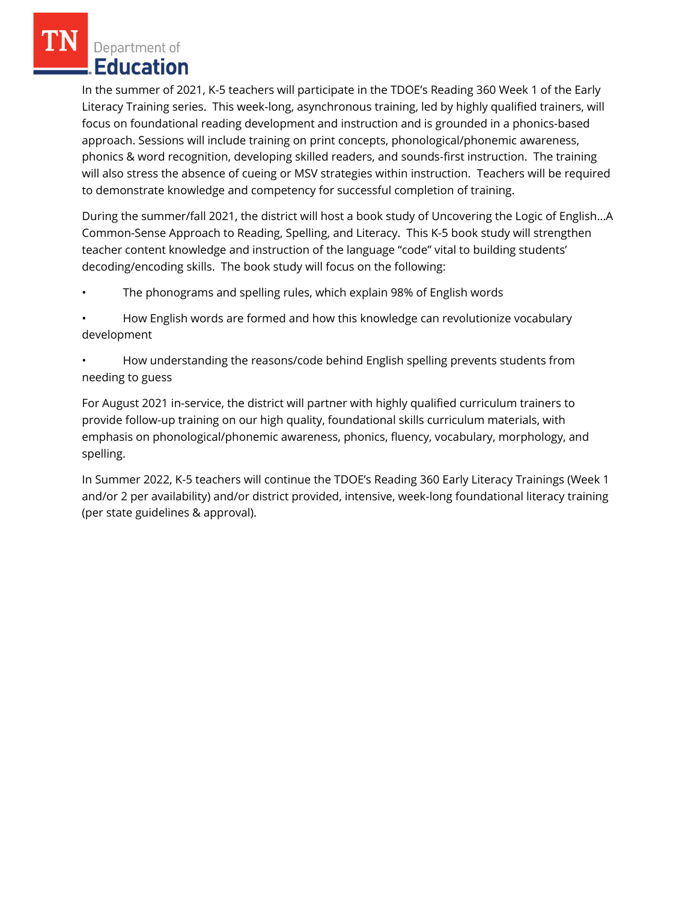In the summer of 2021, K-5 teachers will participate in the TDOE's Reading 360 Week 1 of the Early Literacy Training series. This week-long, asynchronous training, led by highly qualified trainers, will focus on foundational reading development and instruction and is grounded in a phonics-based approach. Sessions will include training on print concepts, phonological/phonemic awareness, phonics & word recognition, developing skilled readers, and sounds-first instruction. The training will also stress the absence of cueing or MSV strategies within instruction. Teachers will be required to demonstrate knowledge and competency for successful completion of training.

During the summer/fall 2021, the district will host a book study of Uncovering the Logic of English…A Common-Sense Approach to Reading, Spelling, and Literacy. This K-5 book study will strengthen teacher content knowledge and instruction of the language "code" vital to building students' decoding/encoding skills. The book study will focus on the following:

- The phonograms and spelling rules, which explain 98% of English words
- How English words are formed and how this knowledge can revolutionize vocabulary development
- How understanding the reasons/code behind English spelling prevents students from needing to guess

For August 2021 in-service, the district will partner with highly qualified curriculum trainers to provide follow-up training on our high quality, foundational skills curriculum materials, with emphasis on phonological/phonemic awareness, phonics, fluency, vocabulary, morphology, and spelling.

In Summer 2022, K-5 teachers will continue the TDOE's Reading 360 Early Literacy Trainings (Week 1 and/or 2 per availability) and/or district provided, intensive, week-long foundational literacy training (per state guidelines & approval).